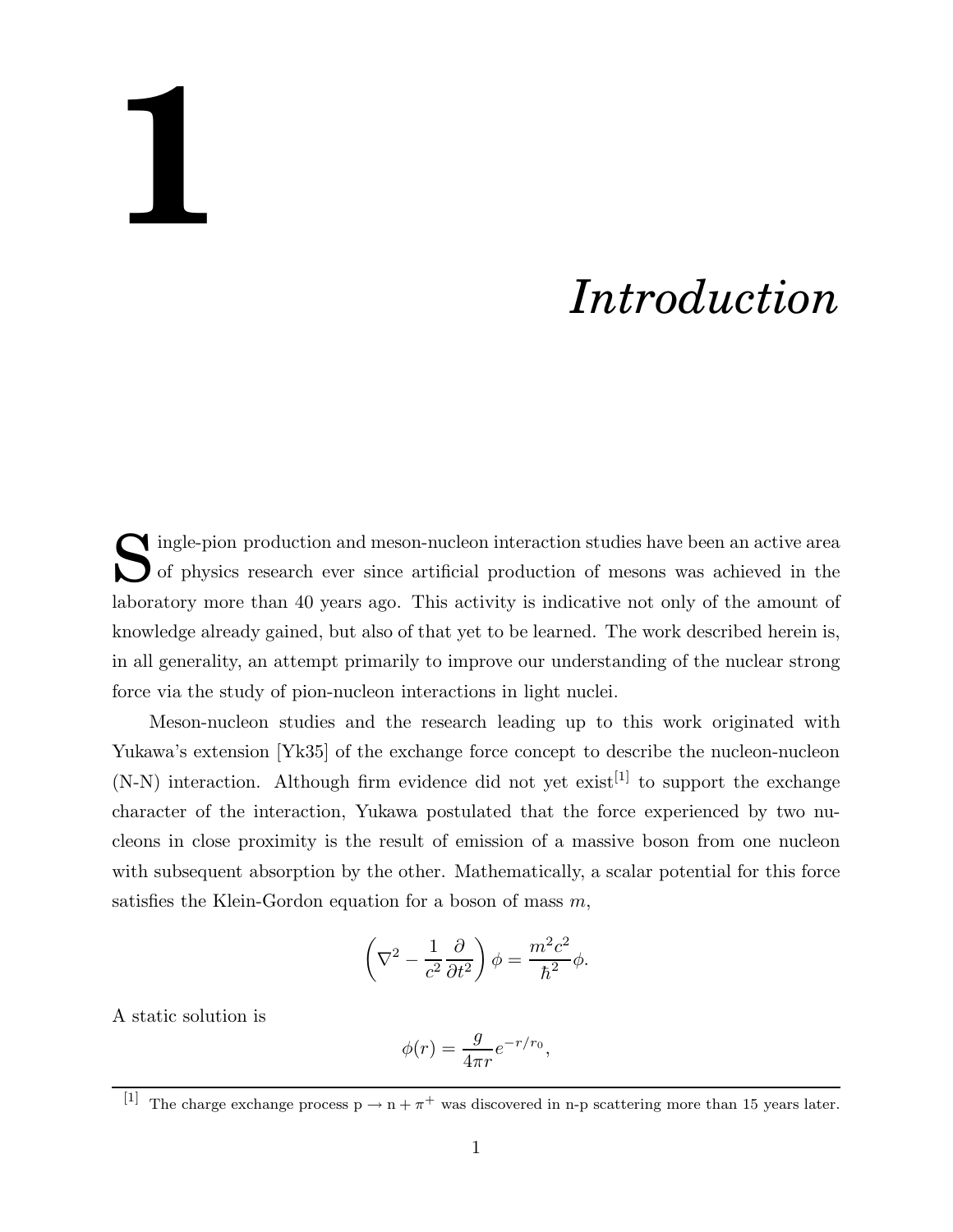# 1

# *Introduction*

Single-pion production and meson-nucleon interaction studies have been an active area of physics research ever since artificial production of mesons was achieved in the laboratory more than 40 years ago. This activity is indicative not only of the amount of knowledge already gained, but also of that yet to be learned. The work described herein is, in all generality, an attempt primarily to improve our understanding of the nuclear strong force via the study of pion-nucleon interactions in light nuclei.

Meson-nucleon studies and the research leading up to this work originated with Yukawa's extension [Yk35] of the exchange force concept to describe the nucleon-nucleon (N-N) interaction. Although firm evidence did not yet exist[1] to support the exchange character of the interaction, Yukawa postulated that the force experienced by two nucleons in close proximity is the result of emission of a massive boson from one nucleon with subsequent absorption by the other. Mathematically, a scalar potential for this force satisfies the Klein-Gordon equation for a boson of mass $m$,

$$\left( \nabla^2 - \frac{1}{c^2} \frac{\partial}{\partial t^2} \right) \phi = \frac{m^2 c^2}{\hbar^2} \phi.$$

A static solution is

$$\phi(r) = \frac{g}{4\pi r} e^{-r/r_0},$$

[1] The charge exchange process $\mathrm{p} \rightarrow \mathrm{n} + \pi^+$ was discovered in n-p scattering more than 15 years later.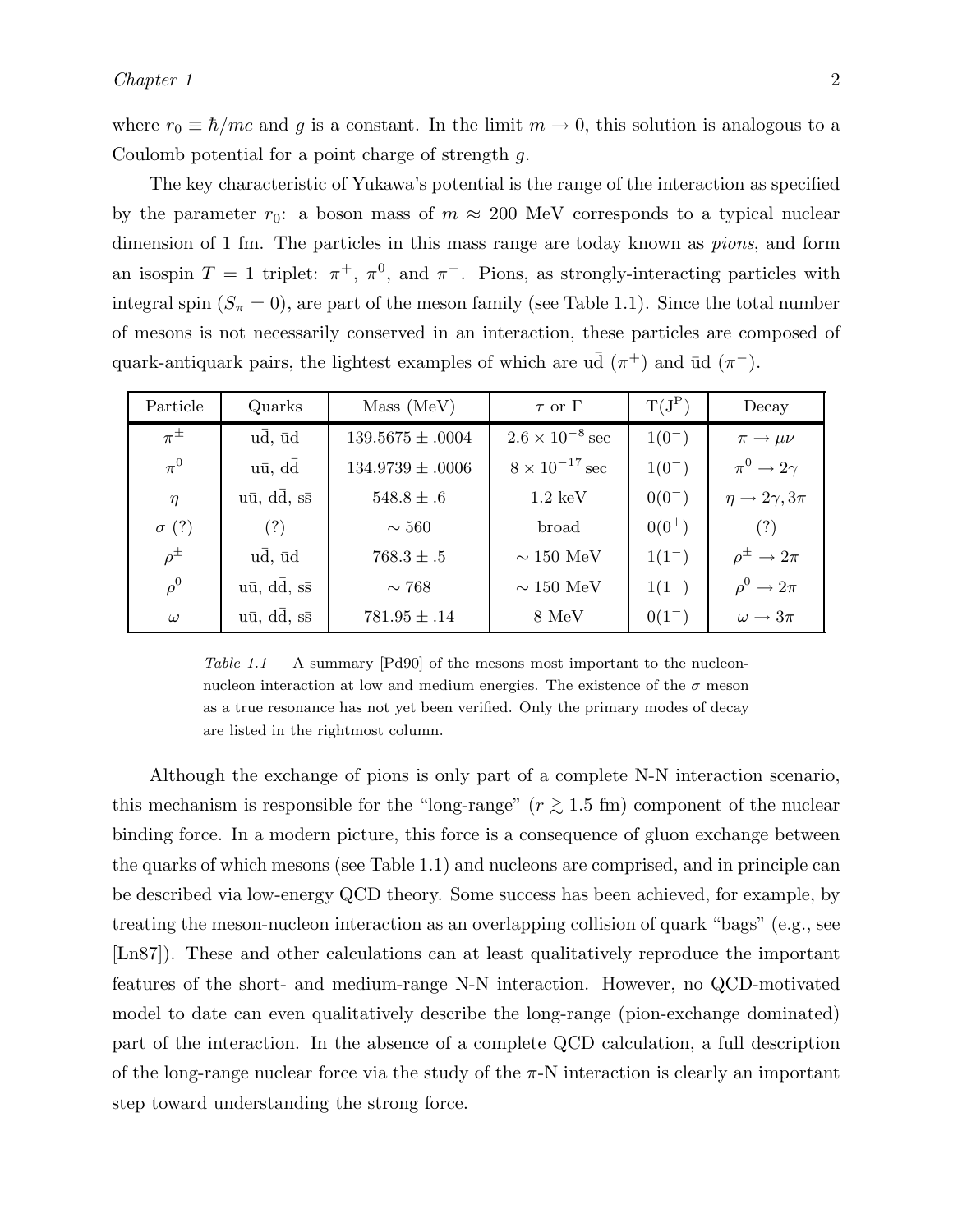where $r_0 \equiv \hbar/mc$ and $g$ is a constant. In the limit $m \rightarrow 0$, this solution is analogous to a Coulomb potential for a point charge of strength $g$.

The key characteristic of Yukawa's potential is the range of the interaction as specified by the parameter $r_0$: a boson mass of $m \approx 200$ MeV corresponds to a typical nuclear dimension of 1 fm. The particles in this mass range are today known as *pions*, and form an isospin $T = 1$ triplet: $\pi^+$, $\pi^0$, and $\pi^-$. Pions, as strongly-interacting particles with integral spin ($S_\pi = 0$), are part of the meson family (see Table 1.1). Since the total number of mesons is not necessarily conserved in an interaction, these particles are composed of quark-antiquark pairs, the lightest examples of which are $\mathrm{u}\bar{\mathrm{d}}$ ($\pi^+$) and $\bar{\mathrm{u}}\mathrm{d}$ ($\pi^-$).

| Particle | Quarks | Mass (MeV) | $\tau$ or $\Gamma$ | $\mathrm{T(J^P)}$ | Decay |
|---|---|---|---|---|---|
| $\pi^\pm$ | $\mathrm{u}\bar{\mathrm{d}}$, $\bar{\mathrm{u}}\mathrm{d}$ | $139.5675 \pm .0004$ | $2.6 \times 10^{-8}$ sec | $1(0^-)$ | $\pi \rightarrow \mu\nu$ |
| $\pi^0$ | $\mathrm{u}\bar{\mathrm{u}}$, $\mathrm{d}\bar{\mathrm{d}}$ | $134.9739 \pm .0006$ | $8 \times 10^{-17}$ sec | $1(0^-)$ | $\pi^0 \rightarrow 2\gamma$ |
| $\eta$ | $\mathrm{u}\bar{\mathrm{u}}$, $\mathrm{d}\bar{\mathrm{d}}$, $\mathrm{s}\bar{\mathrm{s}}$ | $548.8 \pm .6$ | 1.2 keV | $0(0^-)$ | $\eta \rightarrow 2\gamma, 3\pi$ |
| $\sigma$ (?) | (?) | $\sim 560$ | broad | $0(0^+)$ | (?) |
| $\rho^\pm$ | $\mathrm{u}\bar{\mathrm{d}}$, $\bar{\mathrm{u}}\mathrm{d}$ | $768.3 \pm .5$ | $\sim 150$ MeV | $1(1^-)$ | $\rho^\pm \rightarrow 2\pi$ |
| $\rho^0$ | $\mathrm{u}\bar{\mathrm{u}}$, $\mathrm{d}\bar{\mathrm{d}}$, $\mathrm{s}\bar{\mathrm{s}}$ | $\sim 768$ | $\sim 150$ MeV | $1(1^-)$ | $\rho^0 \rightarrow 2\pi$ |
| $\omega$ | $\mathrm{u}\bar{\mathrm{u}}$, $\mathrm{d}\bar{\mathrm{d}}$, $\mathrm{s}\bar{\mathrm{s}}$ | $781.95 \pm .14$ | 8 MeV | $0(1^-)$ | $\omega \rightarrow 3\pi$ |

*Table 1.1* A summary [Pd90] of the mesons most important to the nucleon-nucleon interaction at low and medium energies. The existence of the $\sigma$ meson as a true resonance has not yet been verified. Only the primary modes of decay are listed in the rightmost column.

Although the exchange of pions is only part of a complete N-N interaction scenario, this mechanism is responsible for the "long-range" ($r \gtrsim 1.5$ fm) component of the nuclear binding force. In a modern picture, this force is a consequence of gluon exchange between the quarks of which mesons (see Table 1.1) and nucleons are comprised, and in principle can be described via low-energy QCD theory. Some success has been achieved, for example, by treating the meson-nucleon interaction as an overlapping collision of quark "bags" (e.g., see [Ln87]). These and other calculations can at least qualitatively reproduce the important features of the short- and medium-range N-N interaction. However, no QCD-motivated model to date can even qualitatively describe the long-range (pion-exchange dominated) part of the interaction. In the absence of a complete QCD calculation, a full description of the long-range nuclear force via the study of the $\pi$-N interaction is clearly an important step toward understanding the strong force.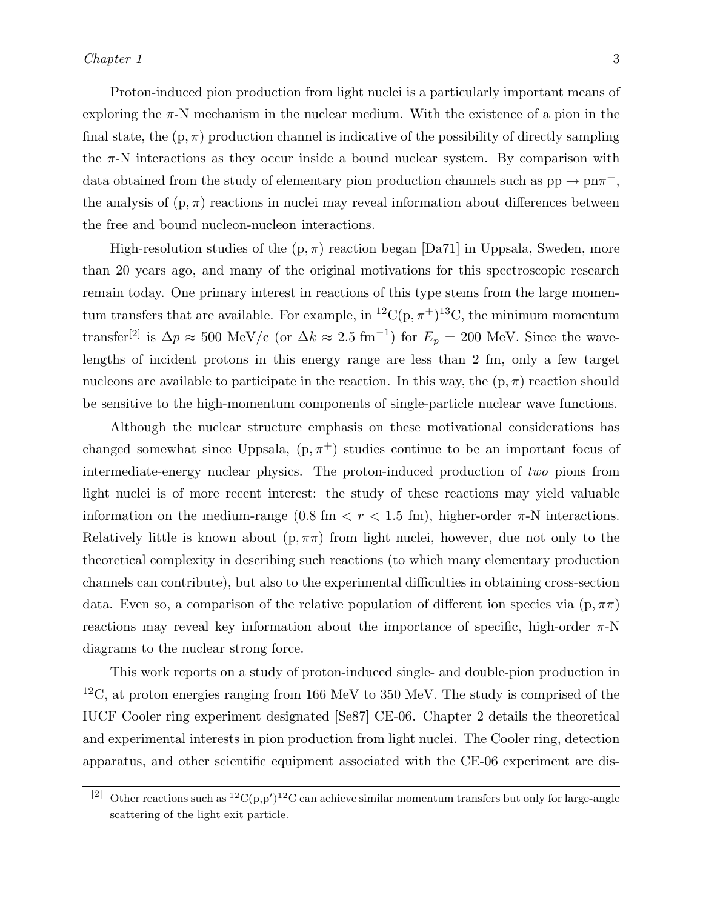Proton-induced pion production from light nuclei is a particularly important means of exploring the π-N mechanism in the nuclear medium. With the existence of a pion in the final state, the $(p, \pi)$ production channel is indicative of the possibility of directly sampling the π-N interactions as they occur inside a bound nuclear system. By comparison with data obtained from the study of elementary pion production channels such as $pp \rightarrow pn\pi^+$, the analysis of $(p, \pi)$ reactions in nuclei may reveal information about differences between the free and bound nucleon-nucleon interactions.

High-resolution studies of the $(p, \pi)$ reaction began [Da71] in Uppsala, Sweden, more than 20 years ago, and many of the original motivations for this spectroscopic research remain today. One primary interest in reactions of this type stems from the large momentum transfers that are available. For example, in $^{12}C(p, \pi^+)^{13}C$, the minimum momentum transfer[2] is $\Delta p \approx 500$ MeV/c (or $\Delta k \approx 2.5$ fm$^{-1}$) for $E_p = 200$ MeV. Since the wavelengths of incident protons in this energy range are less than 2 fm, only a few target nucleons are available to participate in the reaction. In this way, the $(p, \pi)$ reaction should be sensitive to the high-momentum components of single-particle nuclear wave functions.

Although the nuclear structure emphasis on these motivational considerations has changed somewhat since Uppsala, $(p, \pi^+)$ studies continue to be an important focus of intermediate-energy nuclear physics. The proton-induced production of *two* pions from light nuclei is of more recent interest: the study of these reactions may yield valuable information on the medium-range (0.8 fm $< r <$ 1.5 fm), higher-order π-N interactions. Relatively little is known about $(p, \pi\pi)$ from light nuclei, however, due not only to the theoretical complexity in describing such reactions (to which many elementary production channels can contribute), but also to the experimental difficulties in obtaining cross-section data. Even so, a comparison of the relative population of different ion species via $(p, \pi\pi)$ reactions may reveal key information about the importance of specific, high-order π-N diagrams to the nuclear strong force.

This work reports on a study of proton-induced single- and double-pion production in $^{12}C$, at proton energies ranging from 166 MeV to 350 MeV. The study is comprised of the IUCF Cooler ring experiment designated [Se87] CE-06. Chapter 2 details the theoretical and experimental interests in pion production from light nuclei. The Cooler ring, detection apparatus, and other scientific equipment associated with the CE-06 experiment are dis-

---

[2] Other reactions such as $^{12}C(p,p')^{12}C$ can achieve similar momentum transfers but only for large-angle scattering of the light exit particle.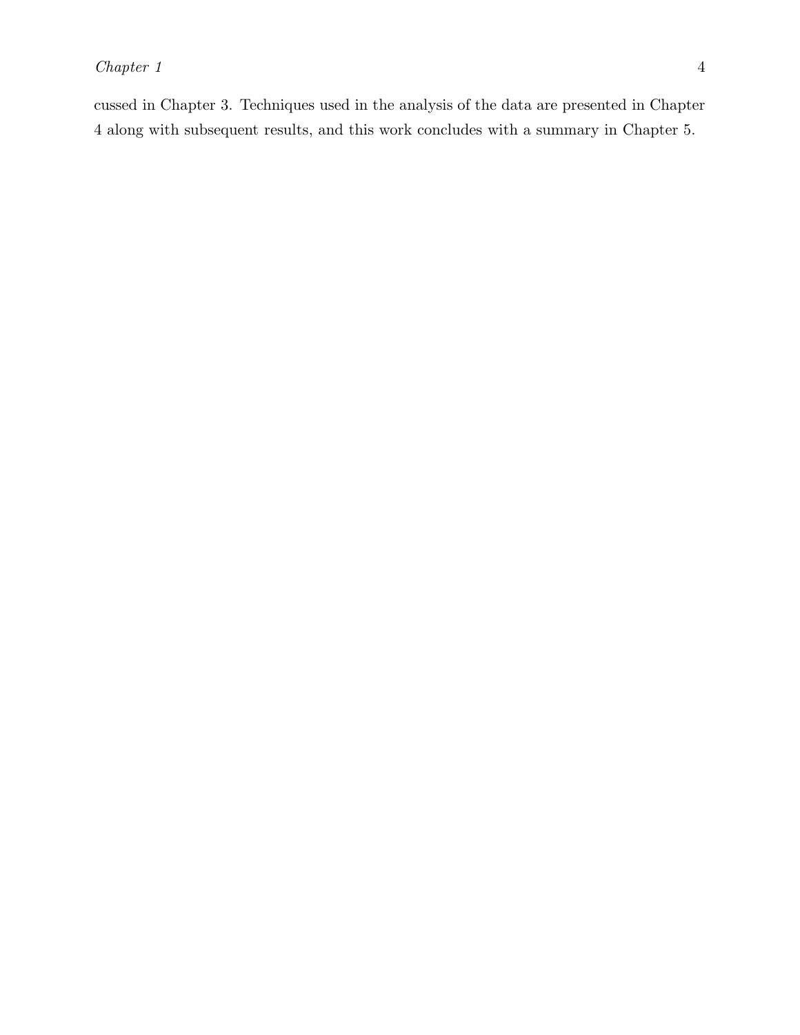cussed in Chapter 3. Techniques used in the analysis of the data are presented in Chapter 4 along with subsequent results, and this work concludes with a summary in Chapter 5.